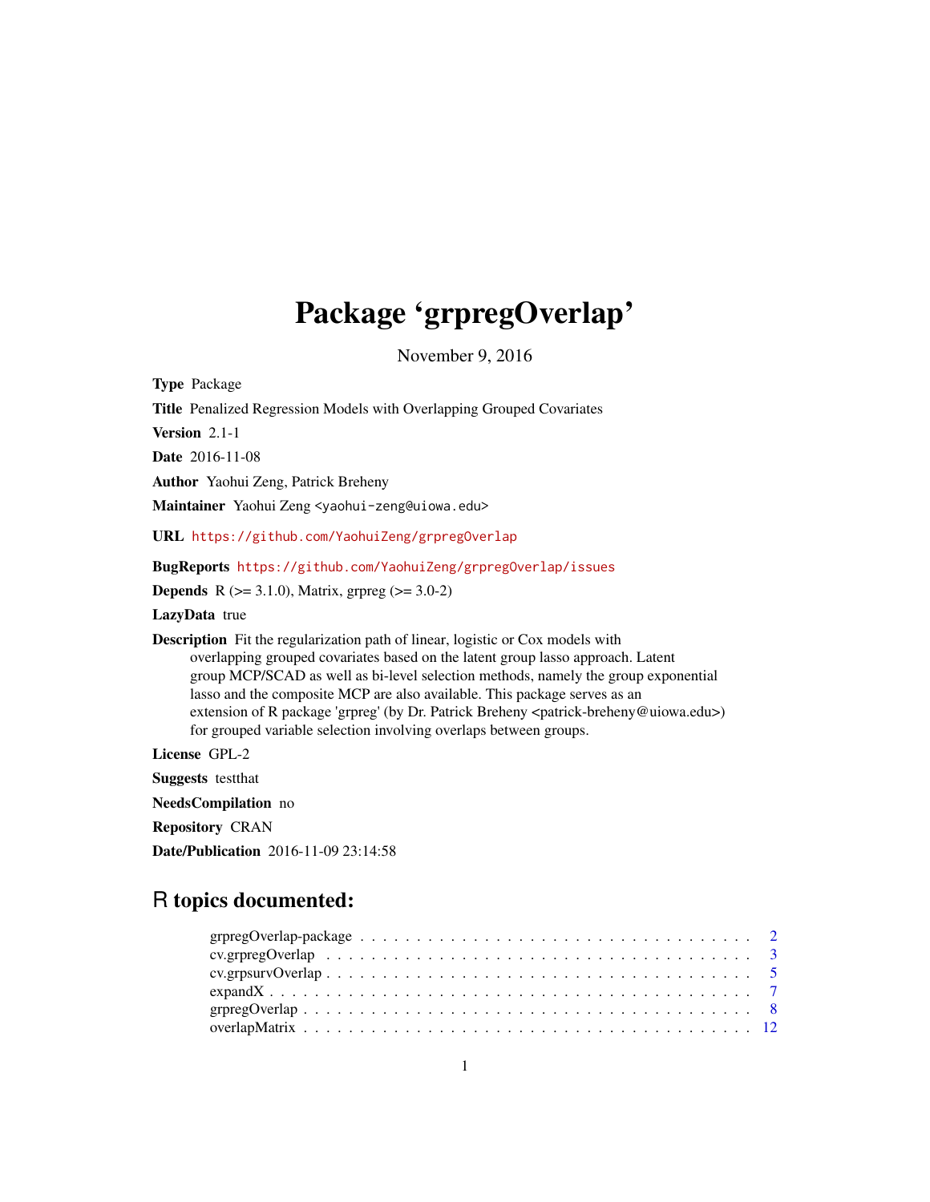# Package 'grpregOverlap'

November 9, 2016

**Type** Package

**Title** Penalized Regression Models with Overlapping Grouped Covariates

**Version** 2.1-1

**Date** 2016-11-08

**Author** Yaohui Zeng, Patrick Breheny

**Maintainer** Yaohui Zeng <yaohui-zeng@uiowa.edu>

**URL** https://github.com/YaohuiZeng/grpregOverlap

**BugReports** https://github.com/YaohuiZeng/grpregOverlap/issues

**Depends** R (>= 3.1.0), Matrix, grpreg (>= 3.0-2)

**LazyData** true

**Description** Fit the regularization path of linear, logistic or Cox models with overlapping grouped covariates based on the latent group lasso approach. Latent group MCP/SCAD as well as bi-level selection methods, namely the group exponential lasso and the composite MCP are also available. This package serves as an extension of R package 'grpreg' (by Dr. Patrick Breheny <patrick-breheny@uiowa.edu>) for grouped variable selection involving overlaps between groups.

**License** GPL-2

**Suggests** testthat

**NeedsCompilation** no

**Repository** CRAN

**Date/Publication** 2016-11-09 23:14:58

## R topics documented:

- grpregOverlap-package . . . . . . . . . . . . . . . . . . . . . . . . . . . . . . . . . . . 2
- cv.grpregOverlap . . . . . . . . . . . . . . . . . . . . . . . . . . . . . . . . . . . . . . 3
- cv.grpsurvOverlap . . . . . . . . . . . . . . . . . . . . . . . . . . . . . . . . . . . . . 5
- expandX . . . . . . . . . . . . . . . . . . . . . . . . . . . . . . . . . . . . . . . . . . 7
- grpregOverlap . . . . . . . . . . . . . . . . . . . . . . . . . . . . . . . . . . . . . . . 8
- overlapMatrix . . . . . . . . . . . . . . . . . . . . . . . . . . . . . . . . . . . . . . . 12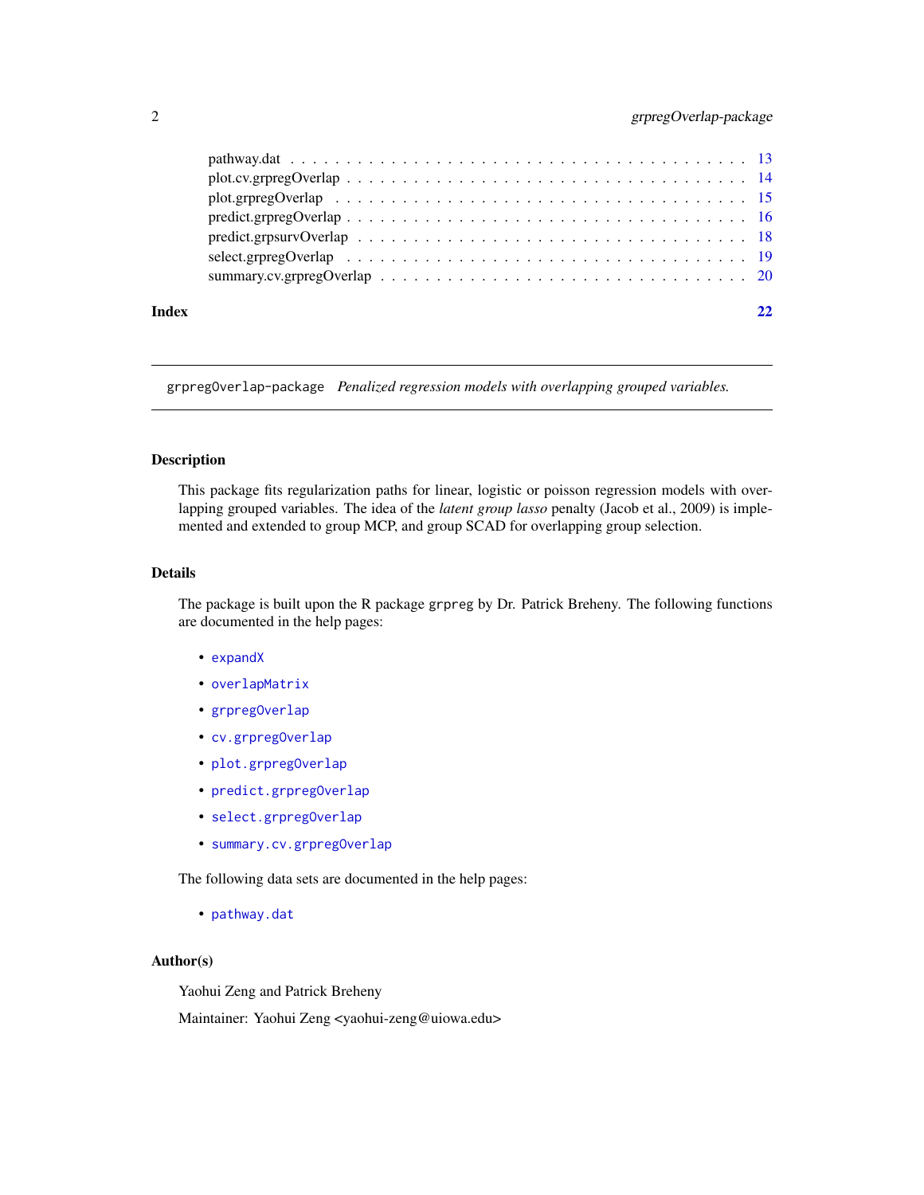pathway.dat . . . . . . . . . . . . . . . . . . . . . . . . . . . . . . . . . . . . . . . 13
plot.cv.grpregOverlap . . . . . . . . . . . . . . . . . . . . . . . . . . . . . . . . . . 14
plot.grpregOverlap . . . . . . . . . . . . . . . . . . . . . . . . . . . . . . . . . . . 15
predict.grpregOverlap . . . . . . . . . . . . . . . . . . . . . . . . . . . . . . . . . 16
predict.grpsurvOverlap . . . . . . . . . . . . . . . . . . . . . . . . . . . . . . . . . 18
select.grpregOverlap . . . . . . . . . . . . . . . . . . . . . . . . . . . . . . . . . . 19
summary.cv.grpregOverlap . . . . . . . . . . . . . . . . . . . . . . . . . . . . . . . 20

**Index** **22**

---

`grpregOverlap-package` *Penalized regression models with overlapping grouped variables.*

---

### Description

This package fits regularization paths for linear, logistic or poisson regression models with overlapping grouped variables. The idea of the *latent group lasso* penalty (Jacob et al., 2009) is implemented and extended to group MCP, and group SCAD for overlapping group selection.

### Details

The package is built upon the R package `grpreg` by Dr. Patrick Breheny. The following functions are documented in the help pages:

- `expandX`
- `overlapMatrix`
- `grpregOverlap`
- `cv.grpregOverlap`
- `plot.grpregOverlap`
- `predict.grpregOverlap`
- `select.grpregOverlap`
- `summary.cv.grpregOverlap`

The following data sets are documented in the help pages:

- `pathway.dat`

### Author(s)

Yaohui Zeng and Patrick Breheny

Maintainer: Yaohui Zeng <yaohui-zeng@uiowa.edu>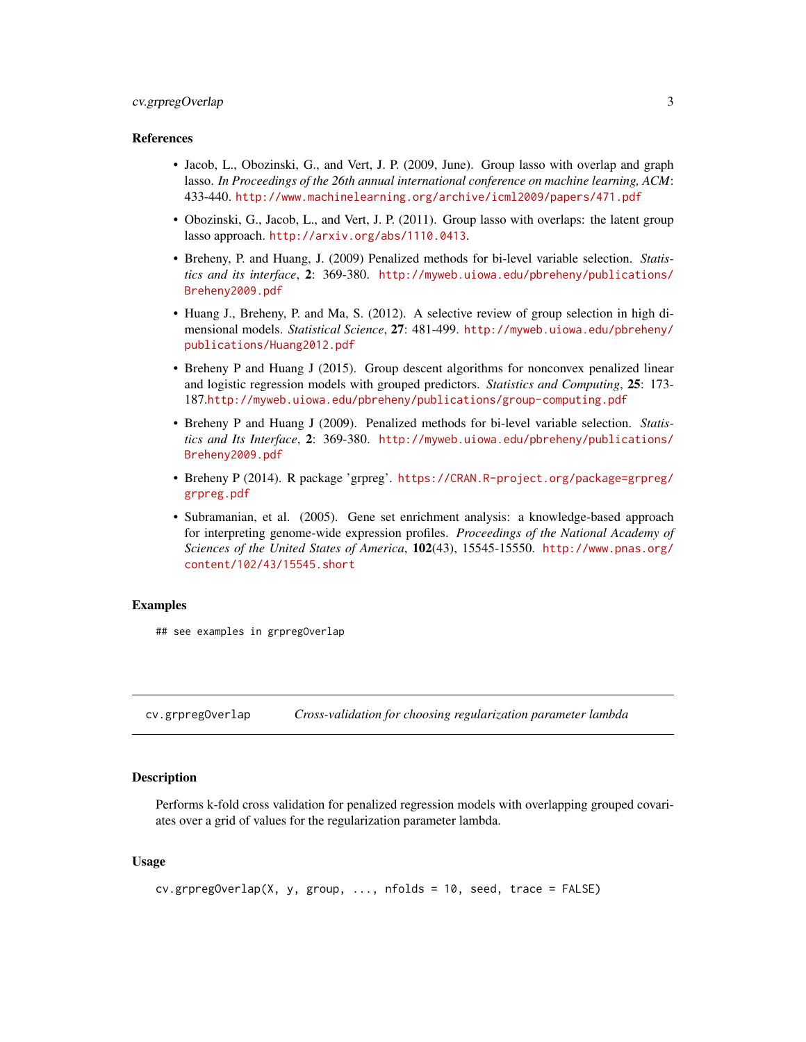### References

- Jacob, L., Obozinski, G., and Vert, J. P. (2009, June). Group lasso with overlap and graph lasso. *In Proceedings of the 26th annual international conference on machine learning, ACM*: 433-440. http://www.machinelearning.org/archive/icml2009/papers/471.pdf
- Obozinski, G., Jacob, L., and Vert, J. P. (2011). Group lasso with overlaps: the latent group lasso approach. http://arxiv.org/abs/1110.0413.
- Breheny, P. and Huang, J. (2009) Penalized methods for bi-level variable selection. *Statistics and its interface*, **2**: 369-380. http://myweb.uiowa.edu/pbreheny/publications/Breheny2009.pdf
- Huang J., Breheny, P. and Ma, S. (2012). A selective review of group selection in high dimensional models. *Statistical Science*, **27**: 481-499. http://myweb.uiowa.edu/pbreheny/publications/Huang2012.pdf
- Breheny P and Huang J (2015). Group descent algorithms for nonconvex penalized linear and logistic regression models with grouped predictors. *Statistics and Computing*, **25**: 173-187.http://myweb.uiowa.edu/pbreheny/publications/group-computing.pdf
- Breheny P and Huang J (2009). Penalized methods for bi-level variable selection. *Statistics and Its Interface*, **2**: 369-380. http://myweb.uiowa.edu/pbreheny/publications/Breheny2009.pdf
- Breheny P (2014). R package 'grpreg'. https://CRAN.R-project.org/package=grpreg/grpreg.pdf
- Subramanian, et al. (2005). Gene set enrichment analysis: a knowledge-based approach for interpreting genome-wide expression profiles. *Proceedings of the National Academy of Sciences of the United States of America*, **102**(43), 15545-15550. http://www.pnas.org/content/102/43/15545.short

### Examples

```
## see examples in grpregOverlap
```

---

## cv.grpregOverlap — *Cross-validation for choosing regularization parameter lambda*

### Description

Performs k-fold cross validation for penalized regression models with overlapping grouped covariates over a grid of values for the regularization parameter lambda.

### Usage

```
cv.grpregOverlap(X, y, group, ..., nfolds = 10, seed, trace = FALSE)
```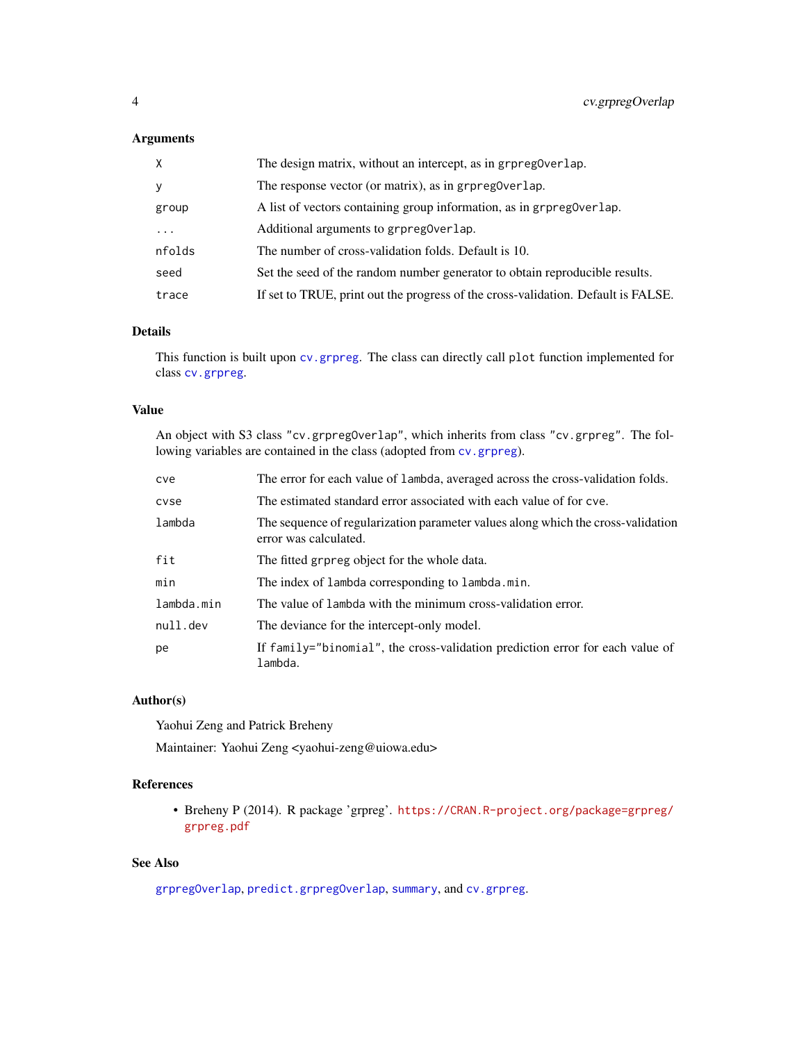## Arguments

| | |
|---|---|
| X | The design matrix, without an intercept, as in grpregOverlap. |
| y | The response vector (or matrix), as in grpregOverlap. |
| group | A list of vectors containing group information, as in grpregOverlap. |
| ... | Additional arguments to grpregOverlap. |
| nfolds | The number of cross-validation folds. Default is 10. |
| seed | Set the seed of the random number generator to obtain reproducible results. |
| trace | If set to TRUE, print out the progress of the cross-validation. Default is FALSE. |

## Details

This function is built upon cv.grpreg. The class can directly call plot function implemented for class cv.grpreg.

## Value

An object with S3 class "cv.grpregOverlap", which inherits from class "cv.grpreg". The following variables are contained in the class (adopted from cv.grpreg).

| | |
|---|---|
| cve | The error for each value of lambda, averaged across the cross-validation folds. |
| cvse | The estimated standard error associated with each value of for cve. |
| lambda | The sequence of regularization parameter values along which the cross-validation error was calculated. |
| fit | The fitted grpreg object for the whole data. |
| min | The index of lambda corresponding to lambda.min. |
| lambda.min | The value of lambda with the minimum cross-validation error. |
| null.dev | The deviance for the intercept-only model. |
| pe | If family="binomial", the cross-validation prediction error for each value of lambda. |

## Author(s)

Yaohui Zeng and Patrick Breheny

Maintainer: Yaohui Zeng <yaohui-zeng@uiowa.edu>

## References

- Breheny P (2014). R package 'grpreg'. https://CRAN.R-project.org/package=grpreg/grpreg.pdf

## See Also

grpregOverlap, predict.grpregOverlap, summary, and cv.grpreg.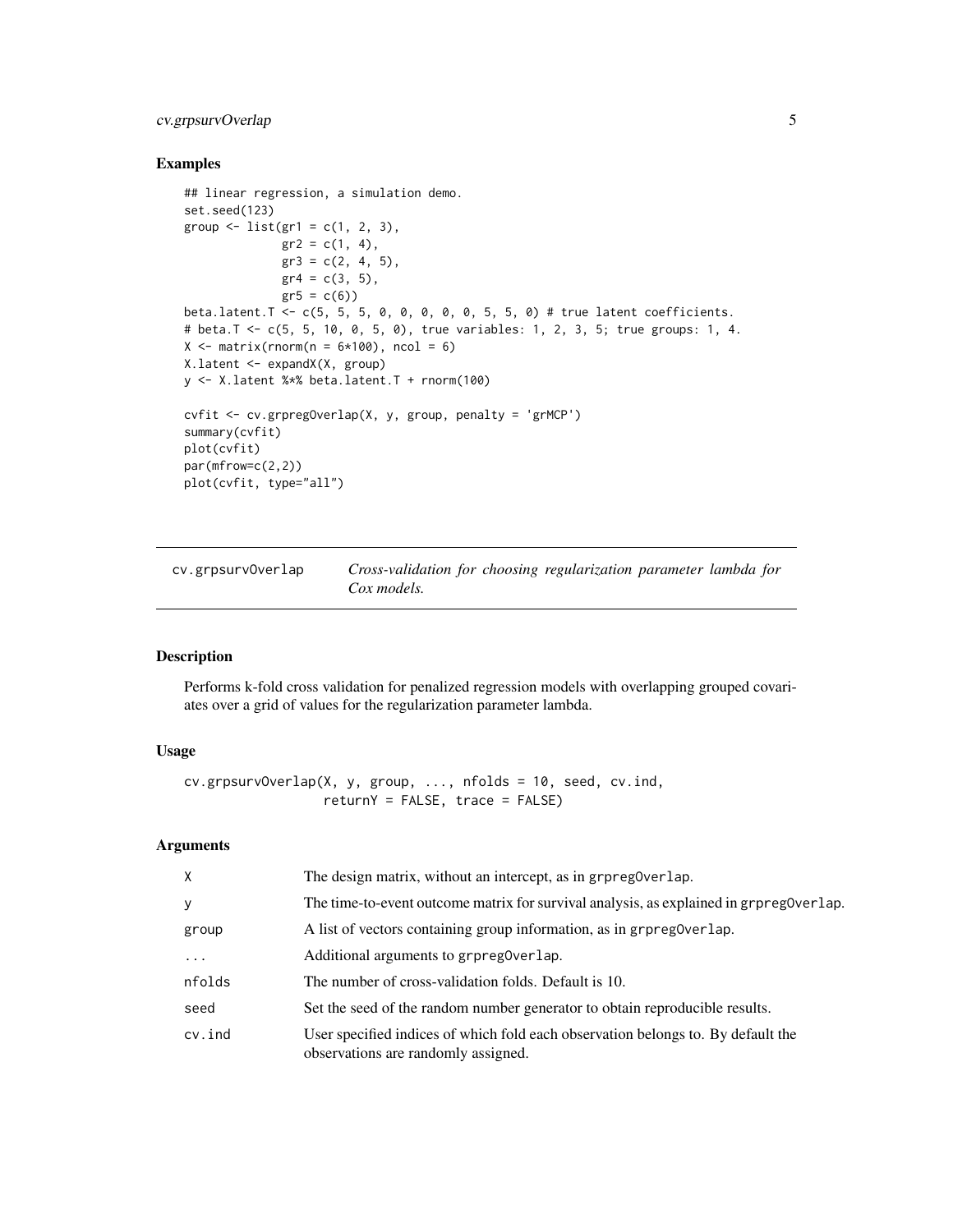## Examples

```
## linear regression, a simulation demo.
set.seed(123)
group <- list(gr1 = c(1, 2, 3),
              gr2 = c(1, 4),
              gr3 = c(2, 4, 5),
              gr4 = c(3, 5),
              gr5 = c(6))
beta.latent.T <- c(5, 5, 5, 0, 0, 0, 0, 0, 5, 5, 0) # true latent coefficients.
# beta.T <- c(5, 5, 10, 0, 5, 0), true variables: 1, 2, 3, 5; true groups: 1, 4.
X <- matrix(rnorm(n = 6*100), ncol = 6)
X.latent <- expandX(X, group)
y <- X.latent %*% beta.latent.T + rnorm(100)

cvfit <- cv.grpregOverlap(X, y, group, penalty = 'grMCP')
summary(cvfit)
plot(cvfit)
par(mfrow=c(2,2))
plot(cvfit, type="all")
```

---

# cv.grpsurvOverlap — *Cross-validation for choosing regularization parameter lambda for Cox models.*

---

## Description

Performs k-fold cross validation for penalized regression models with overlapping grouped covariates over a grid of values for the regularization parameter lambda.

## Usage

```
cv.grpsurvOverlap(X, y, group, ..., nfolds = 10, seed, cv.ind,
                  returnY = FALSE, trace = FALSE)
```

## Arguments

| | |
|---|---|
| X | The design matrix, without an intercept, as in grpregOverlap. |
| y | The time-to-event outcome matrix for survival analysis, as explained in grpregOverlap. |
| group | A list of vectors containing group information, as in grpregOverlap. |
| ... | Additional arguments to grpregOverlap. |
| nfolds | The number of cross-validation folds. Default is 10. |
| seed | Set the seed of the random number generator to obtain reproducible results. |
| cv.ind | User specified indices of which fold each observation belongs to. By default the observations are randomly assigned. |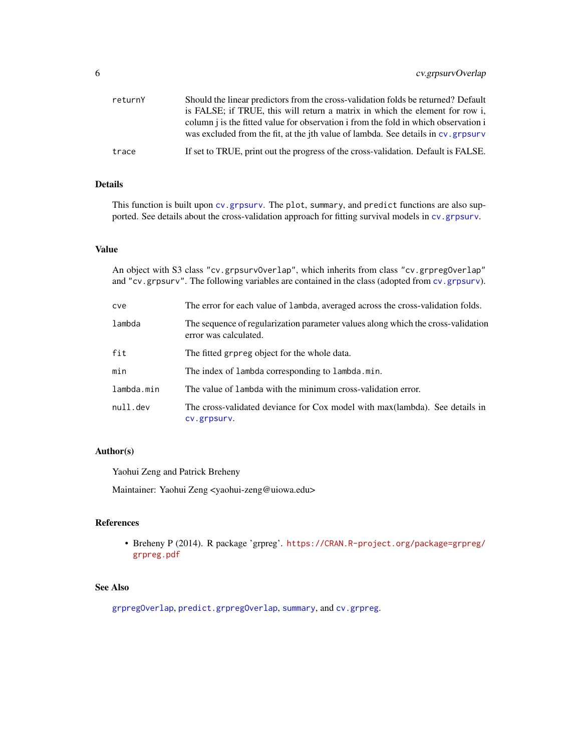| | |
|---|---|
| returnY | Should the linear predictors from the cross-validation folds be returned? Default is FALSE; if TRUE, this will return a matrix in which the element for row i, column j is the fitted value for observation i from the fold in which observation i was excluded from the fit, at the jth value of lambda. See details in cv.grpsurv |
| trace | If set to TRUE, print out the progress of the cross-validation. Default is FALSE. |

## Details

This function is built upon cv.grpsurv. The plot, summary, and predict functions are also supported. See details about the cross-validation approach for fitting survival models in cv.grpsurv.

## Value

An object with S3 class "cv.grpsurvOverlap", which inherits from class "cv.grpregOverlap" and "cv.grpsurv". The following variables are contained in the class (adopted from cv.grpsurv).

| | |
|---|---|
| cve | The error for each value of lambda, averaged across the cross-validation folds. |
| lambda | The sequence of regularization parameter values along which the cross-validation error was calculated. |
| fit | The fitted grpreg object for the whole data. |
| min | The index of lambda corresponding to lambda.min. |
| lambda.min | The value of lambda with the minimum cross-validation error. |
| null.dev | The cross-validated deviance for Cox model with max(lambda). See details in cv.grpsurv. |

## Author(s)

Yaohui Zeng and Patrick Breheny

Maintainer: Yaohui Zeng <yaohui-zeng@uiowa.edu>

## References

- Breheny P (2014). R package 'grpreg'. https://CRAN.R-project.org/package=grpreg/grpreg.pdf

## See Also

grpregOverlap, predict.grpregOverlap, summary, and cv.grpreg.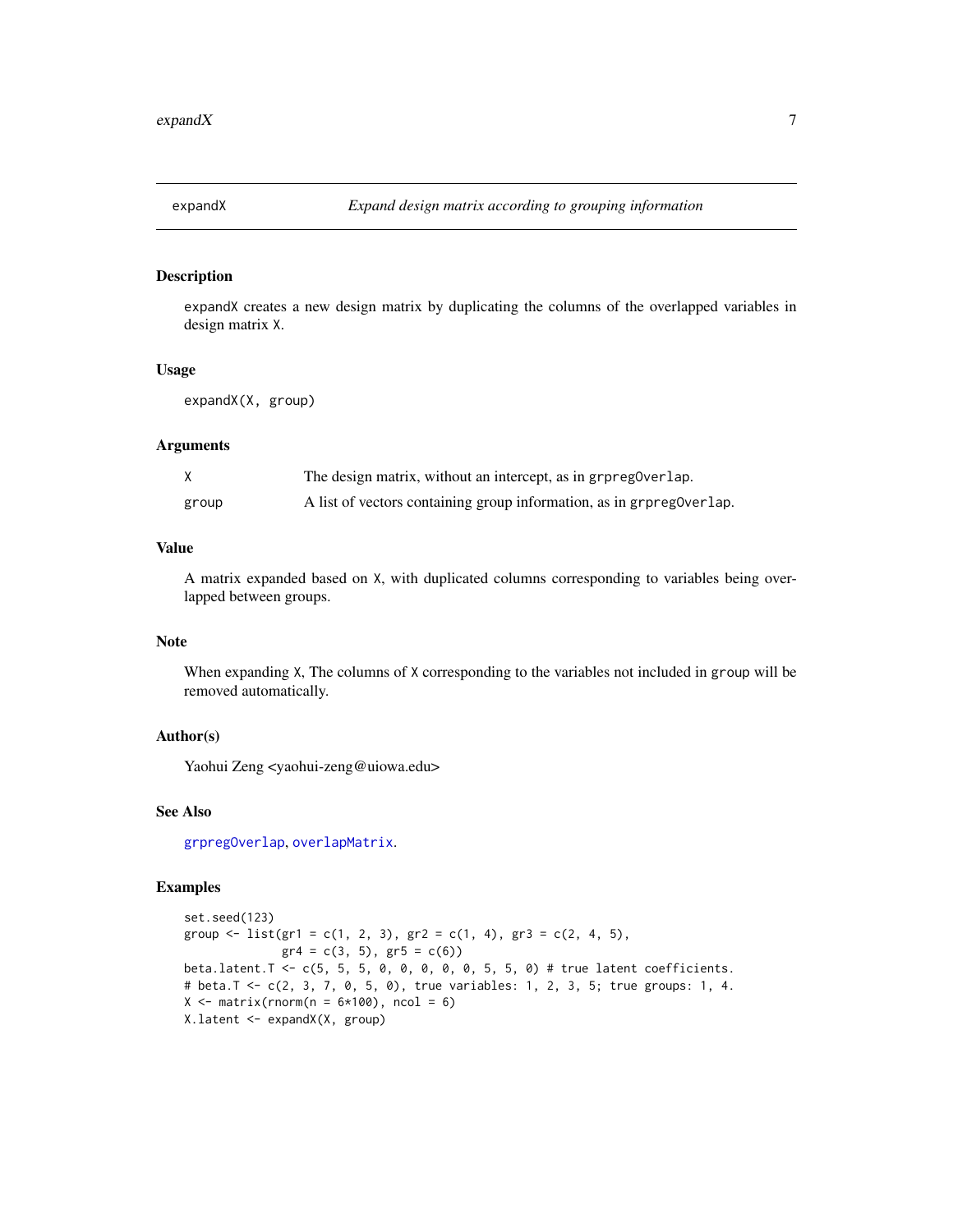## expandX — *Expand design matrix according to grouping information*

### Description

expandX creates a new design matrix by duplicating the columns of the overlapped variables in design matrix X.

### Usage

```
expandX(X, group)
```

### Arguments

| | |
|---|---|
| X | The design matrix, without an intercept, as in grpregOverlap. |
| group | A list of vectors containing group information, as in grpregOverlap. |

### Value

A matrix expanded based on X, with duplicated columns corresponding to variables being overlapped between groups.

### Note

When expanding X, The columns of X corresponding to the variables not included in group will be removed automatically.

### Author(s)

Yaohui Zeng <yaohui-zeng@uiowa.edu>

### See Also

grpregOverlap, overlapMatrix.

### Examples

```
set.seed(123)
group <- list(gr1 = c(1, 2, 3), gr2 = c(1, 4), gr3 = c(2, 4, 5),
              gr4 = c(3, 5), gr5 = c(6))
beta.latent.T <- c(5, 5, 5, 0, 0, 0, 0, 0, 5, 5, 0) # true latent coefficients.
# beta.T <- c(2, 3, 7, 0, 5, 0), true variables: 1, 2, 3, 5; true groups: 1, 4.
X <- matrix(rnorm(n = 6*100), ncol = 6)
X.latent <- expandX(X, group)
```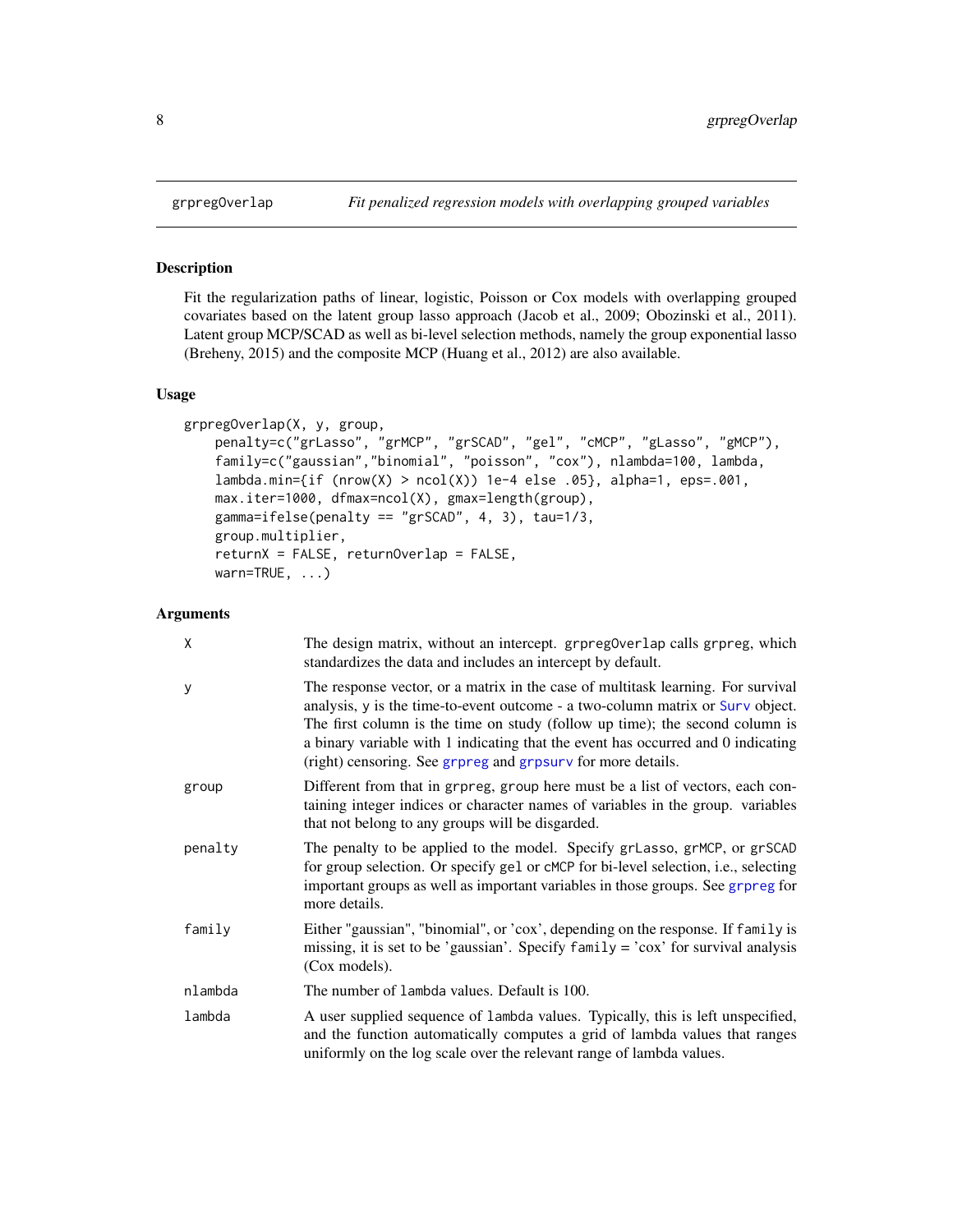## grpregOverlap — *Fit penalized regression models with overlapping grouped variables*

### Description

Fit the regularization paths of linear, logistic, Poisson or Cox models with overlapping grouped covariates based on the latent group lasso approach (Jacob et al., 2009; Obozinski et al., 2011). Latent group MCP/SCAD as well as bi-level selection methods, namely the group exponential lasso (Breheny, 2015) and the composite MCP (Huang et al., 2012) are also available.

### Usage

```
grpregOverlap(X, y, group,
    penalty=c("grLasso", "grMCP", "grSCAD", "gel", "cMCP", "gLasso", "gMCP"),
    family=c("gaussian","binomial", "poisson", "cox"), nlambda=100, lambda,
    lambda.min={if (nrow(X) > ncol(X)) 1e-4 else .05}, alpha=1, eps=.001,
    max.iter=1000, dfmax=ncol(X), gmax=length(group),
    gamma=ifelse(penalty == "grSCAD", 4, 3), tau=1/3,
    group.multiplier,
    returnX = FALSE, returnOverlap = FALSE,
    warn=TRUE, ...)
```

### Arguments

| Argument | Description |
| --- | --- |
| `X` | The design matrix, without an intercept. `grpregOverlap` calls `grpreg`, which standardizes the data and includes an intercept by default. |
| `y` | The response vector, or a matrix in the case of multitask learning. For survival analysis, `y` is the time-to-event outcome - a two-column matrix or `Surv` object. The first column is the time on study (follow up time); the second column is a binary variable with 1 indicating that the event has occurred and 0 indicating (right) censoring. See `grpreg` and `grpsurv` for more details. |
| `group` | Different from that in `grpreg`, `group` here must be a list of vectors, each containing integer indices or character names of variables in the group. variables that not belong to any groups will be disgarded. |
| `penalty` | The penalty to be applied to the model. Specify `grLasso`, `grMCP`, or `grSCAD` for group selection. Or specify `gel` or `cMCP` for bi-level selection, i.e., selecting important groups as well as important variables in those groups. See `grpreg` for more details. |
| `family` | Either "gaussian", "binomial", or 'cox', depending on the response. If `family` is missing, it is set to be 'gaussian'. Specify `family` = 'cox' for survival analysis (Cox models). |
| `nlambda` | The number of `lambda` values. Default is 100. |
| `lambda` | A user supplied sequence of `lambda` values. Typically, this is left unspecified, and the function automatically computes a grid of lambda values that ranges uniformly on the log scale over the relevant range of lambda values. |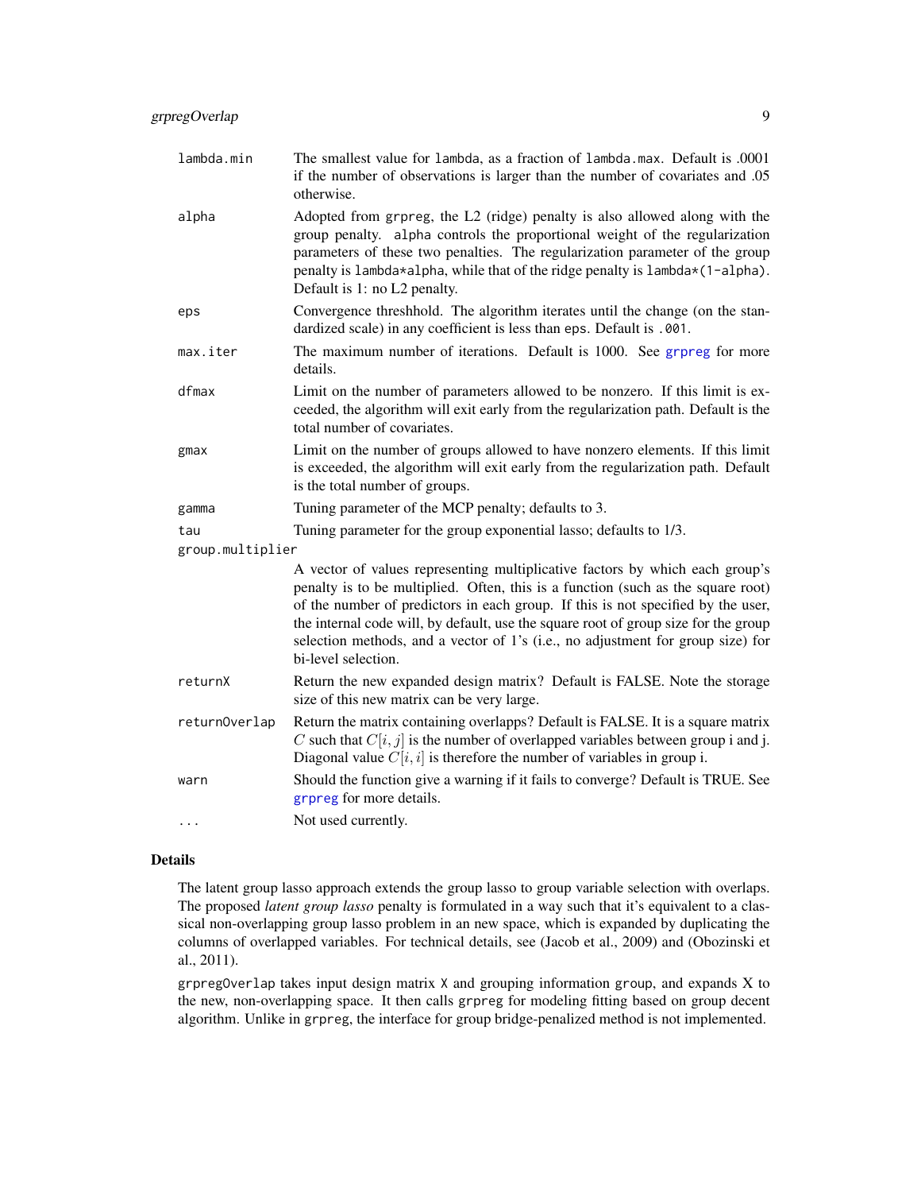| | |
|---|---|
| `lambda.min` | The smallest value for `lambda`, as a fraction of `lambda.max`. Default is .0001 if the number of observations is larger than the number of covariates and .05 otherwise. |
| `alpha` | Adopted from `grpreg`, the L2 (ridge) penalty is also allowed along with the group penalty. `alpha` controls the proportional weight of the regularization parameters of these two penalties. The regularization parameter of the group penalty is `lambda*alpha`, while that of the ridge penalty is `lambda*(1-alpha)`. Default is 1: no L2 penalty. |
| `eps` | Convergence threshhold. The algorithm iterates until the change (on the standardized scale) in any coefficient is less than `eps`. Default is `.001`. |
| `max.iter` | The maximum number of iterations. Default is 1000. See `grpreg` for more details. |
| `dfmax` | Limit on the number of parameters allowed to be nonzero. If this limit is exceeded, the algorithm will exit early from the regularization path. Default is the total number of covariates. |
| `gmax` | Limit on the number of groups allowed to have nonzero elements. If this limit is exceeded, the algorithm will exit early from the regularization path. Default is the total number of groups. |
| `gamma` | Tuning parameter of the MCP penalty; defaults to 3. |
| `tau` | Tuning parameter for the group exponential lasso; defaults to 1/3. |
| `group.multiplier` | A vector of values representing multiplicative factors by which each group's penalty is to be multiplied. Often, this is a function (such as the square root) of the number of predictors in each group. If this is not specified by the user, the internal code will, by default, use the square root of group size for the group selection methods, and a vector of 1's (i.e., no adjustment for group size) for bi-level selection. |
| `returnX` | Return the new expanded design matrix? Default is FALSE. Note the storage size of this new matrix can be very large. |
| `returnOverlap` | Return the matrix containing overlapps? Default is FALSE. It is a square matrix $C$ such that $C[i, j]$ is the number of overlapped variables between group i and j. Diagonal value $C[i, i]$ is therefore the number of variables in group i. |
| `warn` | Should the function give a warning if it fails to converge? Default is TRUE. See `grpreg` for more details. |
| `...` | Not used currently. |

## Details

The latent group lasso approach extends the group lasso to group variable selection with overlaps. The proposed *latent group lasso* penalty is formulated in a way such that it's equivalent to a classical non-overlapping group lasso problem in an new space, which is expanded by duplicating the columns of overlapped variables. For technical details, see (Jacob et al., 2009) and (Obozinski et al., 2011).

`grpregOverlap` takes input design matrix `X` and grouping information `group`, and expands X to the new, non-overlapping space. It then calls `grpreg` for modeling fitting based on group decent algorithm. Unlike in `grpreg`, the interface for group bridge-penalized method is not implemented.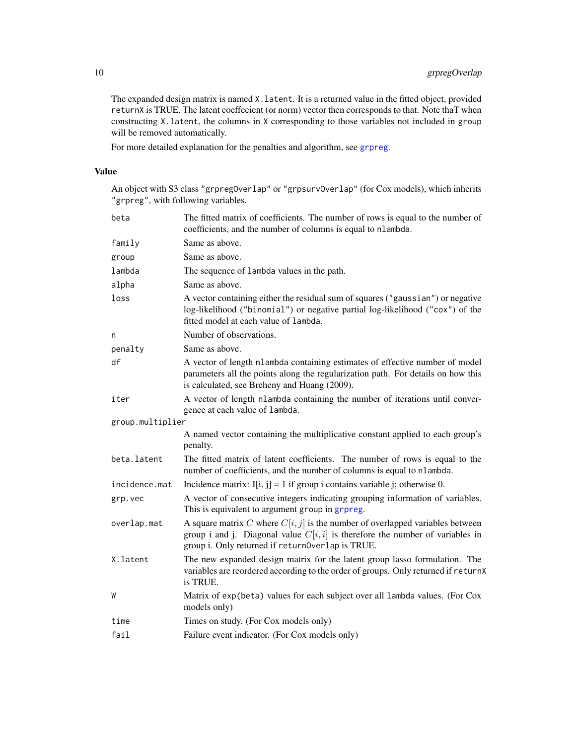The expanded design matrix is named `X.latent`. It is a returned value in the fitted object, provided `returnX` is TRUE. The latent coeffecient (or norm) vector then corresponds to that. Note thaT when constructing `X.latent`, the columns in `X` corresponding to those variables not included in `group` will be removed automatically.

For more detailed explanation for the penalties and algorithm, see `grpreg`.

## Value

An object with S3 class `"grpregOverlap"` or `"grpsurvOverlap"` (for Cox models), which inherits `"grpreg"`, with following variables.

| | |
|---|---|
| `beta` | The fitted matrix of coefficients. The number of rows is equal to the number of coefficients, and the number of columns is equal to `nlambda`. |
| `family` | Same as above. |
| `group` | Same as above. |
| `lambda` | The sequence of `lambda` values in the path. |
| `alpha` | Same as above. |
| `loss` | A vector containing either the residual sum of squares (`"gaussian"`) or negative log-likelihood (`"binomial"`) or negative partial log-likelihood (`"cox"`) of the fitted model at each value of `lambda`. |
| `n` | Number of observations. |
| `penalty` | Same as above. |
| `df` | A vector of length `nlambda` containing estimates of effective number of model parameters all the points along the regularization path. For details on how this is calculated, see Breheny and Huang (2009). |
| `iter` | A vector of length `nlambda` containing the number of iterations until convergence at each value of `lambda`. |
| `group.multiplier` | A named vector containing the multiplicative constant applied to each group's penalty. |
| `beta.latent` | The fitted matrix of latent coefficients. The number of rows is equal to the number of coefficients, and the number of columns is equal to `nlambda`. |
| `incidence.mat` | Incidence matrix: I[i, j] = 1 if group i contains variable j; otherwise 0. |
| `grp.vec` | A vector of consecutive integers indicating grouping information of variables. This is equivalent to argument `group` in `grpreg`. |
| `overlap.mat` | A square matrix $C$ where $C[i, j]$ is the number of overlapped variables between group i and j. Diagonal value $C[i, i]$ is therefore the number of variables in group i. Only returned if `returnOverlap` is TRUE. |
| `X.latent` | The new expanded design matrix for the latent group lasso formulation. The variables are reordered according to the order of groups. Only returned if `returnX` is TRUE. |
| `W` | Matrix of `exp(beta)` values for each subject over all `lambda` values. (For Cox models only) |
| `time` | Times on study. (For Cox models only) |
| `fail` | Failure event indicator. (For Cox models only) |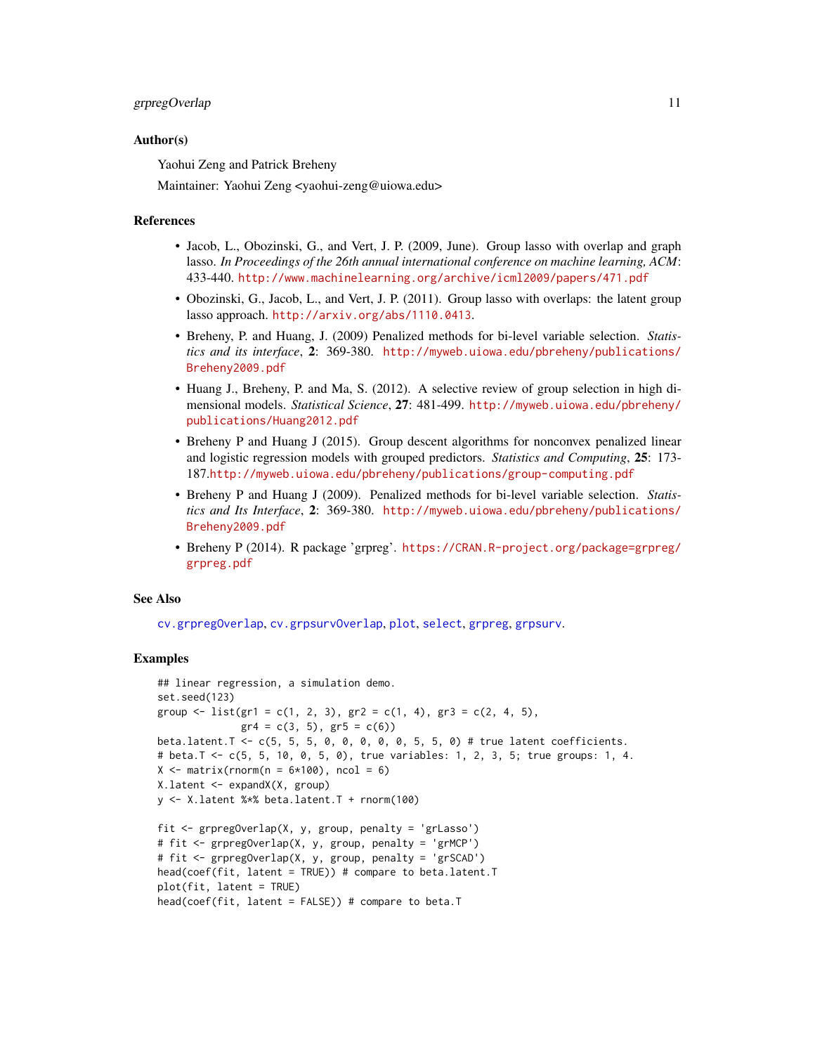## Author(s)

Yaohui Zeng and Patrick Breheny

Maintainer: Yaohui Zeng <yaohui-zeng@uiowa.edu>

## References

- Jacob, L., Obozinski, G., and Vert, J. P. (2009, June). Group lasso with overlap and graph lasso. *In Proceedings of the 26th annual international conference on machine learning, ACM*: 433-440. http://www.machinelearning.org/archive/icml2009/papers/471.pdf
- Obozinski, G., Jacob, L., and Vert, J. P. (2011). Group lasso with overlaps: the latent group lasso approach. http://arxiv.org/abs/1110.0413.
- Breheny, P. and Huang, J. (2009) Penalized methods for bi-level variable selection. *Statistics and its interface*, **2**: 369-380. http://myweb.uiowa.edu/pbreheny/publications/Breheny2009.pdf
- Huang J., Breheny, P. and Ma, S. (2012). A selective review of group selection in high dimensional models. *Statistical Science*, **27**: 481-499. http://myweb.uiowa.edu/pbreheny/publications/Huang2012.pdf
- Breheny P and Huang J (2015). Group descent algorithms for nonconvex penalized linear and logistic regression models with grouped predictors. *Statistics and Computing*, **25**: 173-187.http://myweb.uiowa.edu/pbreheny/publications/group-computing.pdf
- Breheny P and Huang J (2009). Penalized methods for bi-level variable selection. *Statistics and Its Interface*, **2**: 369-380. http://myweb.uiowa.edu/pbreheny/publications/Breheny2009.pdf
- Breheny P (2014). R package 'grpreg'. https://CRAN.R-project.org/package=grpreg/grpreg.pdf

## See Also

cv.grpregOverlap, cv.grpsurvOverlap, plot, select, grpreg, grpsurv.

## Examples

```
## linear regression, a simulation demo.
set.seed(123)
group <- list(gr1 = c(1, 2, 3), gr2 = c(1, 4), gr3 = c(2, 4, 5),
              gr4 = c(3, 5), gr5 = c(6))
beta.latent.T <- c(5, 5, 5, 0, 0, 0, 0, 0, 5, 5, 0) # true latent coefficients.
# beta.T <- c(5, 5, 10, 0, 5, 0), true variables: 1, 2, 3, 5; true groups: 1, 4.
X <- matrix(rnorm(n = 6*100), ncol = 6)
X.latent <- expandX(X, group)
y <- X.latent %*% beta.latent.T + rnorm(100)

fit <- grpregOverlap(X, y, group, penalty = 'grLasso')
# fit <- grpregOverlap(X, y, group, penalty = 'grMCP')
# fit <- grpregOverlap(X, y, group, penalty = 'grSCAD')
head(coef(fit, latent = TRUE)) # compare to beta.latent.T
plot(fit, latent = TRUE)
head(coef(fit, latent = FALSE)) # compare to beta.T
```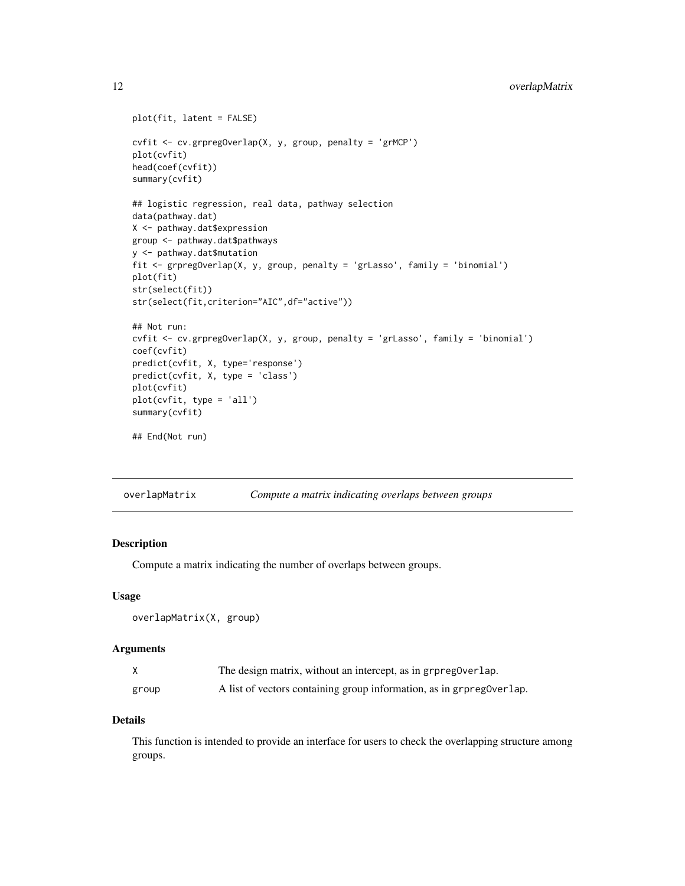```
plot(fit, latent = FALSE)

cvfit <- cv.grpregOverlap(X, y, group, penalty = 'grMCP')
plot(cvfit)
head(coef(cvfit))
summary(cvfit)

## logistic regression, real data, pathway selection
data(pathway.dat)
X <- pathway.dat$expression
group <- pathway.dat$pathways
y <- pathway.dat$mutation
fit <- grpregOverlap(X, y, group, penalty = 'grLasso', family = 'binomial')
plot(fit)
str(select(fit))
str(select(fit,criterion="AIC",df="active"))

## Not run:
cvfit <- cv.grpregOverlap(X, y, group, penalty = 'grLasso', family = 'binomial')
coef(cvfit)
predict(cvfit, X, type='response')
predict(cvfit, X, type = 'class')
plot(cvfit)
plot(cvfit, type = 'all')
summary(cvfit)

## End(Not run)
```

---

# overlapMatrix — *Compute a matrix indicating overlaps between groups*

## Description

Compute a matrix indicating the number of overlaps between groups.

## Usage

```
overlapMatrix(X, group)
```

## Arguments

| | |
|---|---|
| `X` | The design matrix, without an intercept, as in `grpregOverlap`. |
| `group` | A list of vectors containing group information, as in `grpregOverlap`. |

## Details

This function is intended to provide an interface for users to check the overlapping structure among groups.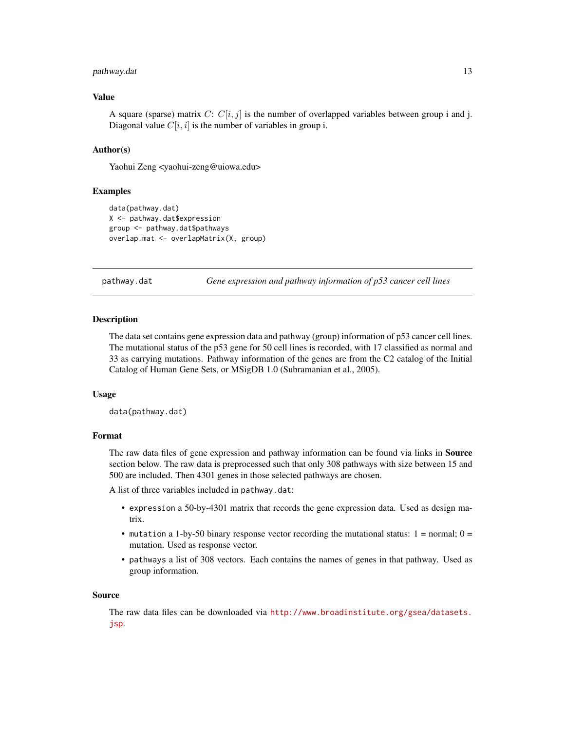## Value

A square (sparse) matrix $C$: $C[i, j]$ is the number of overlapped variables between group i and j. Diagonal value $C[i, i]$ is the number of variables in group i.

## Author(s)

Yaohui Zeng <yaohui-zeng@uiowa.edu>

## Examples

```
data(pathway.dat)
X <- pathway.dat$expression
group <- pathway.dat$pathways
overlap.mat <- overlapMatrix(X, group)
```

---

# pathway.dat *Gene expression and pathway information of p53 cancer cell lines*

---

## Description

The data set contains gene expression data and pathway (group) information of p53 cancer cell lines. The mutational status of the p53 gene for 50 cell lines is recorded, with 17 classified as normal and 33 as carrying mutations. Pathway information of the genes are from the C2 catalog of the Initial Catalog of Human Gene Sets, or MSigDB 1.0 (Subramanian et al., 2005).

## Usage

```
data(pathway.dat)
```

## Format

The raw data files of gene expression and pathway information can be found via links in **Source** section below. The raw data is preprocessed such that only 308 pathways with size between 15 and 500 are included. Then 4301 genes in those selected pathways are chosen.

A list of three variables included in `pathway.dat`:

- `expression` a 50-by-4301 matrix that records the gene expression data. Used as design matrix.
- `mutation` a 1-by-50 binary response vector recording the mutational status: 1 = normal; 0 = mutation. Used as response vector.
- `pathways` a list of 308 vectors. Each contains the names of genes in that pathway. Used as group information.

## Source

The raw data files can be downloaded via http://www.broadinstitute.org/gsea/datasets.jsp.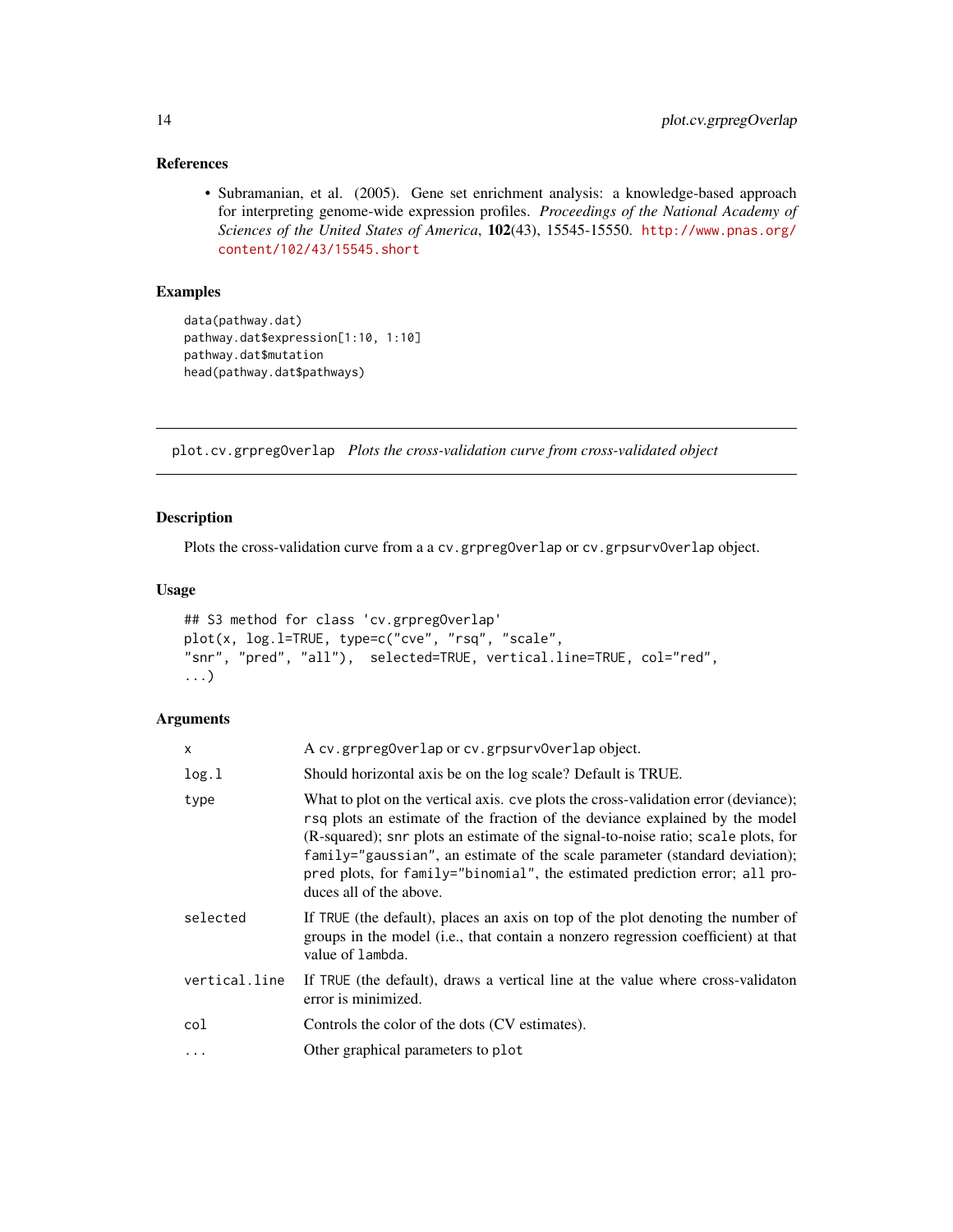### References

- Subramanian, et al. (2005). Gene set enrichment analysis: a knowledge-based approach for interpreting genome-wide expression profiles. *Proceedings of the National Academy of Sciences of the United States of America*, **102**(43), 15545-15550. http://www.pnas.org/content/102/43/15545.short

### Examples

```
data(pathway.dat)
pathway.dat$expression[1:10, 1:10]
pathway.dat$mutation
head(pathway.dat$pathways)
```

---

## plot.cv.grpregOverlap *Plots the cross-validation curve from cross-validated object*

### Description

Plots the cross-validation curve from a a `cv.grpregOverlap` or `cv.grpsurvOverlap` object.

### Usage

```
## S3 method for class 'cv.grpregOverlap'
plot(x, log.l=TRUE, type=c("cve", "rsq", "scale",
"snr", "pred", "all"),  selected=TRUE, vertical.line=TRUE, col="red",
...)
```

### Arguments

| | |
|---|---|
| `x` | A `cv.grpregOverlap` or `cv.grpsurvOverlap` object. |
| `log.l` | Should horizontal axis be on the log scale? Default is TRUE. |
| `type` | What to plot on the vertical axis. `cve` plots the cross-validation error (deviance); `rsq` plots an estimate of the fraction of the deviance explained by the model (R-squared); `snr` plots an estimate of the signal-to-noise ratio; `scale` plots, for `family="gaussian"`, an estimate of the scale parameter (standard deviation); `pred` plots, for `family="binomial"`, the estimated prediction error; `all` produces all of the above. |
| `selected` | If `TRUE` (the default), places an axis on top of the plot denoting the number of groups in the model (i.e., that contain a nonzero regression coefficient) at that value of `lambda`. |
| `vertical.line` | If `TRUE` (the default), draws a vertical line at the value where cross-validaton error is minimized. |
| `col` | Controls the color of the dots (CV estimates). |
| `...` | Other graphical parameters to `plot` |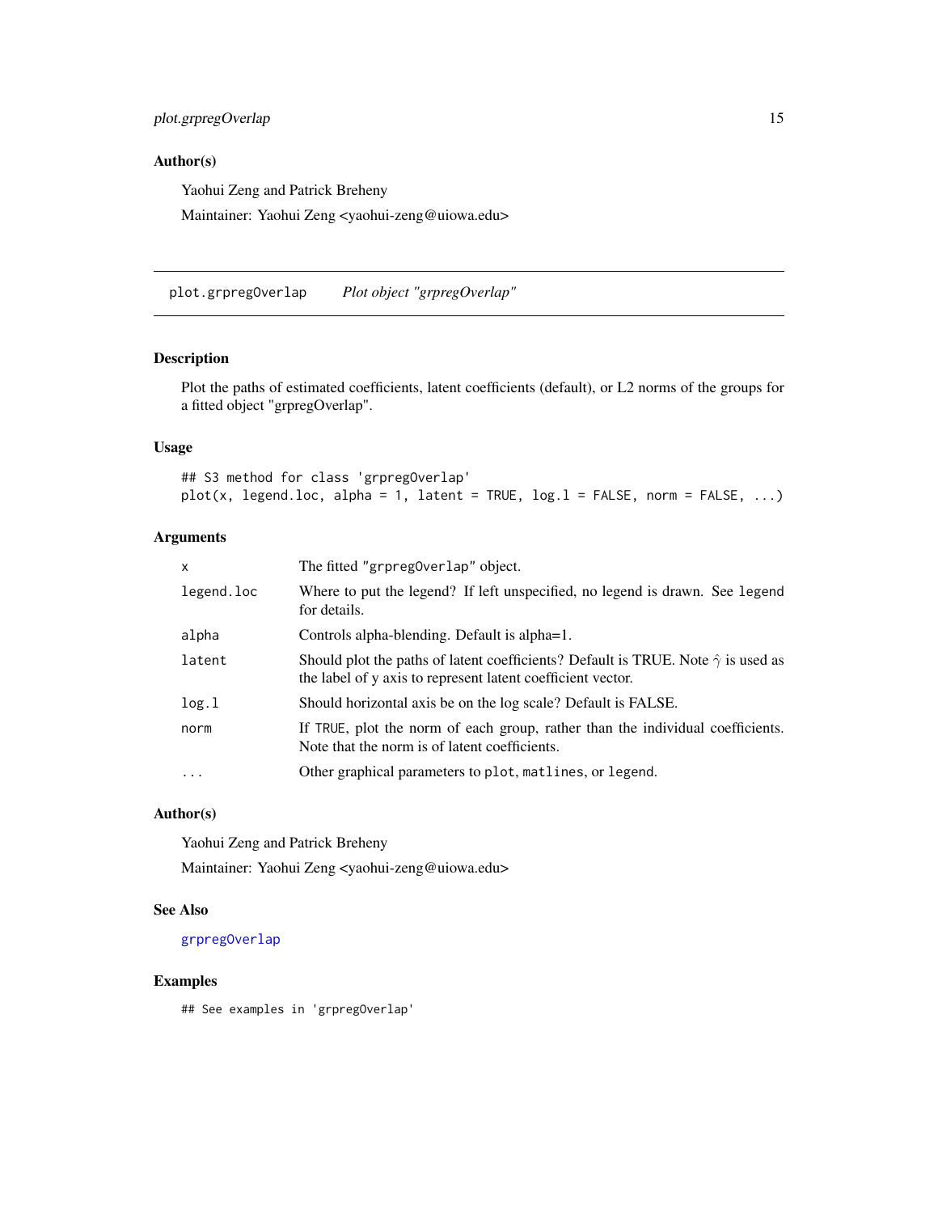## Author(s)

Yaohui Zeng and Patrick Breheny

Maintainer: Yaohui Zeng <yaohui-zeng@uiowa.edu>

---

# plot.grpregOverlap — *Plot object "grpregOverlap"*

## Description

Plot the paths of estimated coefficients, latent coefficients (default), or L2 norms of the groups for a fitted object "grpregOverlap".

## Usage

```
## S3 method for class 'grpregOverlap'
plot(x, legend.loc, alpha = 1, latent = TRUE, log.l = FALSE, norm = FALSE, ...)
```

## Arguments

| | |
|---|---|
| `x` | The fitted `"grpregOverlap"` object. |
| `legend.loc` | Where to put the legend? If left unspecified, no legend is drawn. See `legend` for details. |
| `alpha` | Controls alpha-blending. Default is alpha=1. |
| `latent` | Should plot the paths of latent coefficients? Default is TRUE. Note $\hat{\gamma}$ is used as the label of y axis to represent latent coefficient vector. |
| `log.l` | Should horizontal axis be on the log scale? Default is FALSE. |
| `norm` | If `TRUE`, plot the norm of each group, rather than the individual coefficients. Note that the norm is of latent coefficients. |
| `...` | Other graphical parameters to `plot`, `matlines`, or `legend`. |

## Author(s)

Yaohui Zeng and Patrick Breheny

Maintainer: Yaohui Zeng <yaohui-zeng@uiowa.edu>

## See Also

`grpregOverlap`

## Examples

```
## See examples in 'grpregOverlap'
```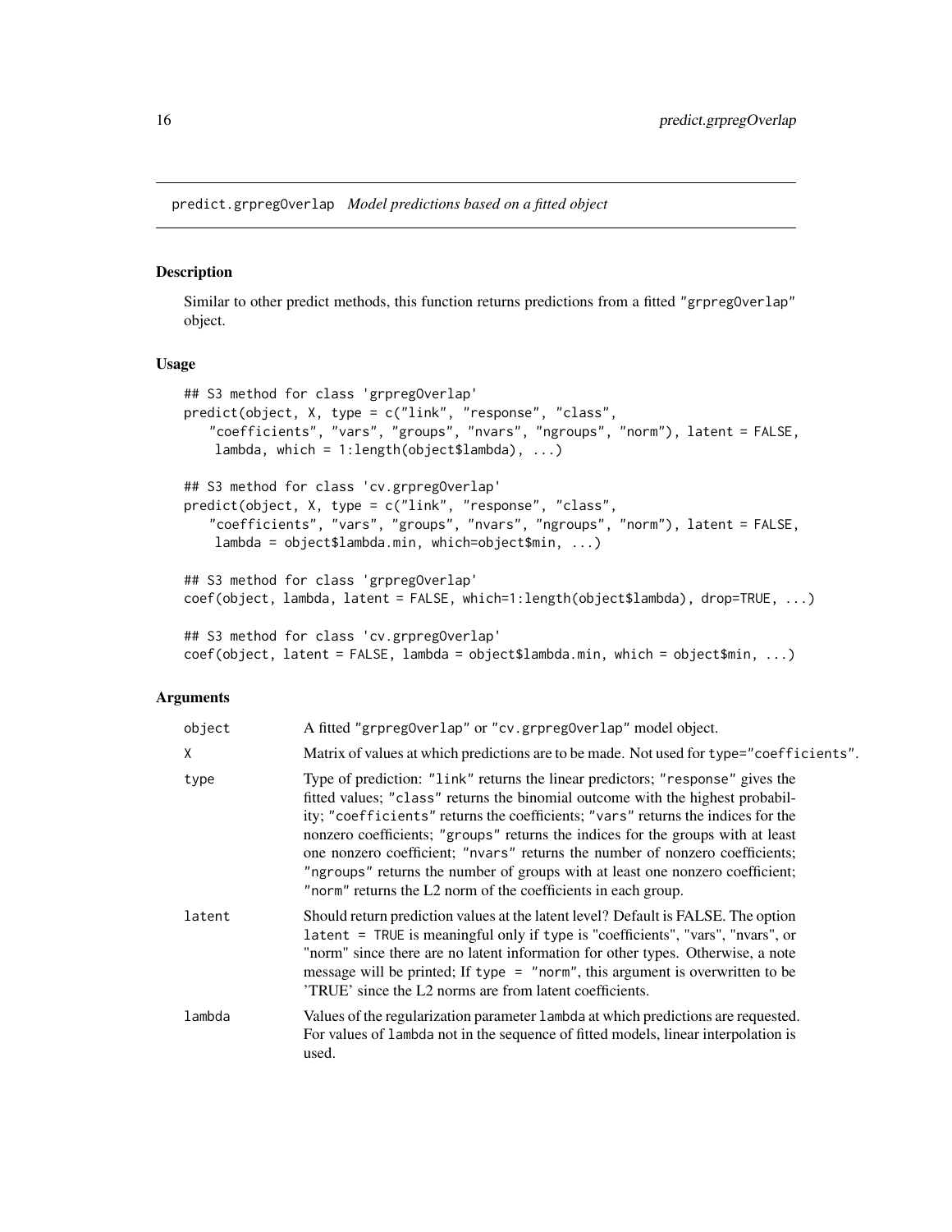predict.grpregOverlap *Model predictions based on a fitted object*

## Description

Similar to other predict methods, this function returns predictions from a fitted "grpregOverlap" object.

## Usage

```
## S3 method for class 'grpregOverlap'
predict(object, X, type = c("link", "response", "class",
    "coefficients", "vars", "groups", "nvars", "ngroups", "norm"), latent = FALSE,
     lambda, which = 1:length(object$lambda), ...)

## S3 method for class 'cv.grpregOverlap'
predict(object, X, type = c("link", "response", "class",
    "coefficients", "vars", "groups", "nvars", "ngroups", "norm"), latent = FALSE,
     lambda = object$lambda.min, which=object$min, ...)

## S3 method for class 'grpregOverlap'
coef(object, lambda, latent = FALSE, which=1:length(object$lambda), drop=TRUE, ...)

## S3 method for class 'cv.grpregOverlap'
coef(object, latent = FALSE, lambda = object$lambda.min, which = object$min, ...)
```

## Arguments

| | |
|---|---|
| object | A fitted "grpregOverlap" or "cv.grpregOverlap" model object. |
| X | Matrix of values at which predictions are to be made. Not used for type="coefficients". |
| type | Type of prediction: "link" returns the linear predictors; "response" gives the fitted values; "class" returns the binomial outcome with the highest probability; "coefficients" returns the coefficients; "vars" returns the indices for the nonzero coefficients; "groups" returns the indices for the groups with at least one nonzero coefficient; "nvars" returns the number of nonzero coefficients; "ngroups" returns the number of groups with at least one nonzero coefficient; "norm" returns the L2 norm of the coefficients in each group. |
| latent | Should return prediction values at the latent level? Default is FALSE. The option latent = TRUE is meaningful only if type is "coefficients", "vars", "nvars", or "norm" since there are no latent information for other types. Otherwise, a note message will be printed; If type = "norm", this argument is overwritten to be 'TRUE' since the L2 norms are from latent coefficients. |
| lambda | Values of the regularization parameter lambda at which predictions are requested. For values of lambda not in the sequence of fitted models, linear interpolation is used. |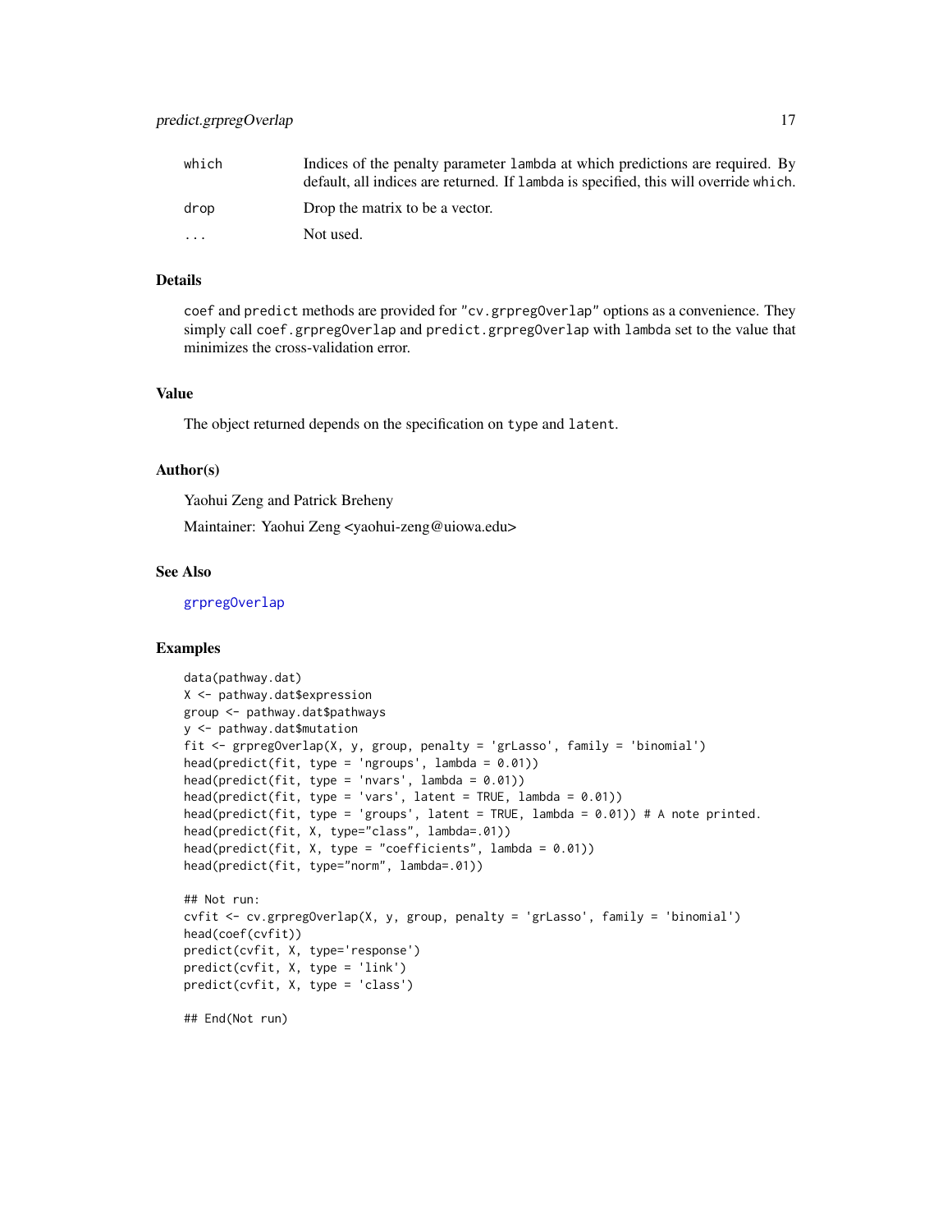| | |
|---|---|
| which | Indices of the penalty parameter lambda at which predictions are required. By default, all indices are returned. If lambda is specified, this will override which. |
| drop | Drop the matrix to be a vector. |
| ... | Not used. |

### Details

coef and predict methods are provided for "cv.grpregOverlap" options as a convenience. They simply call coef.grpregOverlap and predict.grpregOverlap with lambda set to the value that minimizes the cross-validation error.

### Value

The object returned depends on the specification on type and latent.

### Author(s)

Yaohui Zeng and Patrick Breheny

Maintainer: Yaohui Zeng <yaohui-zeng@uiowa.edu>

### See Also

grpregOverlap

### Examples

```
data(pathway.dat)
X <- pathway.dat$expression
group <- pathway.dat$pathways
y <- pathway.dat$mutation
fit <- grpregOverlap(X, y, group, penalty = 'grLasso', family = 'binomial')
head(predict(fit, type = 'ngroups', lambda = 0.01))
head(predict(fit, type = 'nvars', lambda = 0.01))
head(predict(fit, type = 'vars', latent = TRUE, lambda = 0.01))
head(predict(fit, type = 'groups', latent = TRUE, lambda = 0.01)) # A note printed.
head(predict(fit, X, type="class", lambda=.01))
head(predict(fit, X, type = "coefficients", lambda = 0.01))
head(predict(fit, type="norm", lambda=.01))

## Not run:
cvfit <- cv.grpregOverlap(X, y, group, penalty = 'grLasso', family = 'binomial')
head(coef(cvfit))
predict(cvfit, X, type='response')
predict(cvfit, X, type = 'link')
predict(cvfit, X, type = 'class')

## End(Not run)
```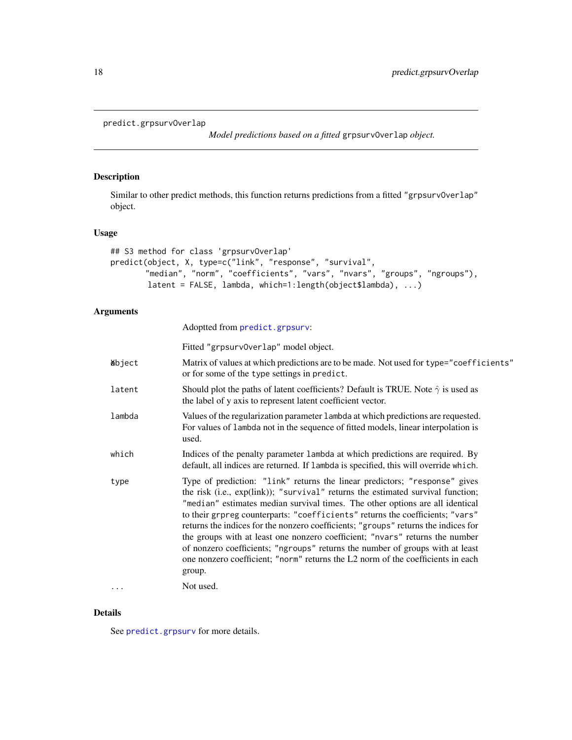predict.grpsurvOverlap

*Model predictions based on a fitted* grpsurvOverlap *object.*

## Description

Similar to other predict methods, this function returns predictions from a fitted "grpsurvOverlap" object.

## Usage

```
## S3 method for class 'grpsurvOverlap'
predict(object, X, type=c("link", "response", "survival",
       "median", "norm", "coefficients", "vars", "nvars", "groups", "ngroups"),
        latent = FALSE, lambda, which=1:length(object$lambda), ...)
```

## Arguments

| | |
|---|---|
| | Adoptted from predict.grpsurv: |
| | Fitted "grpsurvOverlap" model object. |
| Xobject | Matrix of values at which predictions are to be made. Not used for type="coefficients" or for some of the type settings in predict. |
| latent | Should plot the paths of latent coefficients? Default is TRUE. Note $\hat{\gamma}$ is used as the label of y axis to represent latent coefficient vector. |
| lambda | Values of the regularization parameter lambda at which predictions are requested. For values of lambda not in the sequence of fitted models, linear interpolation is used. |
| which | Indices of the penalty parameter lambda at which predictions are required. By default, all indices are returned. If lambda is specified, this will override which. |
| type | Type of prediction: "link" returns the linear predictors; "response" gives the risk (i.e., exp(link)); "survival" returns the estimated survival function; "median" estimates median survival times. The other options are all identical to their grpreg counterparts: "coefficients" returns the coefficients; "vars" returns the indices for the nonzero coefficients; "groups" returns the indices for the groups with at least one nonzero coefficient; "nvars" returns the number of nonzero coefficients; "ngroups" returns the number of groups with at least one nonzero coefficient; "norm" returns the L2 norm of the coefficients in each group. |
| ... | Not used. |

## Details

See predict.grpsurv for more details.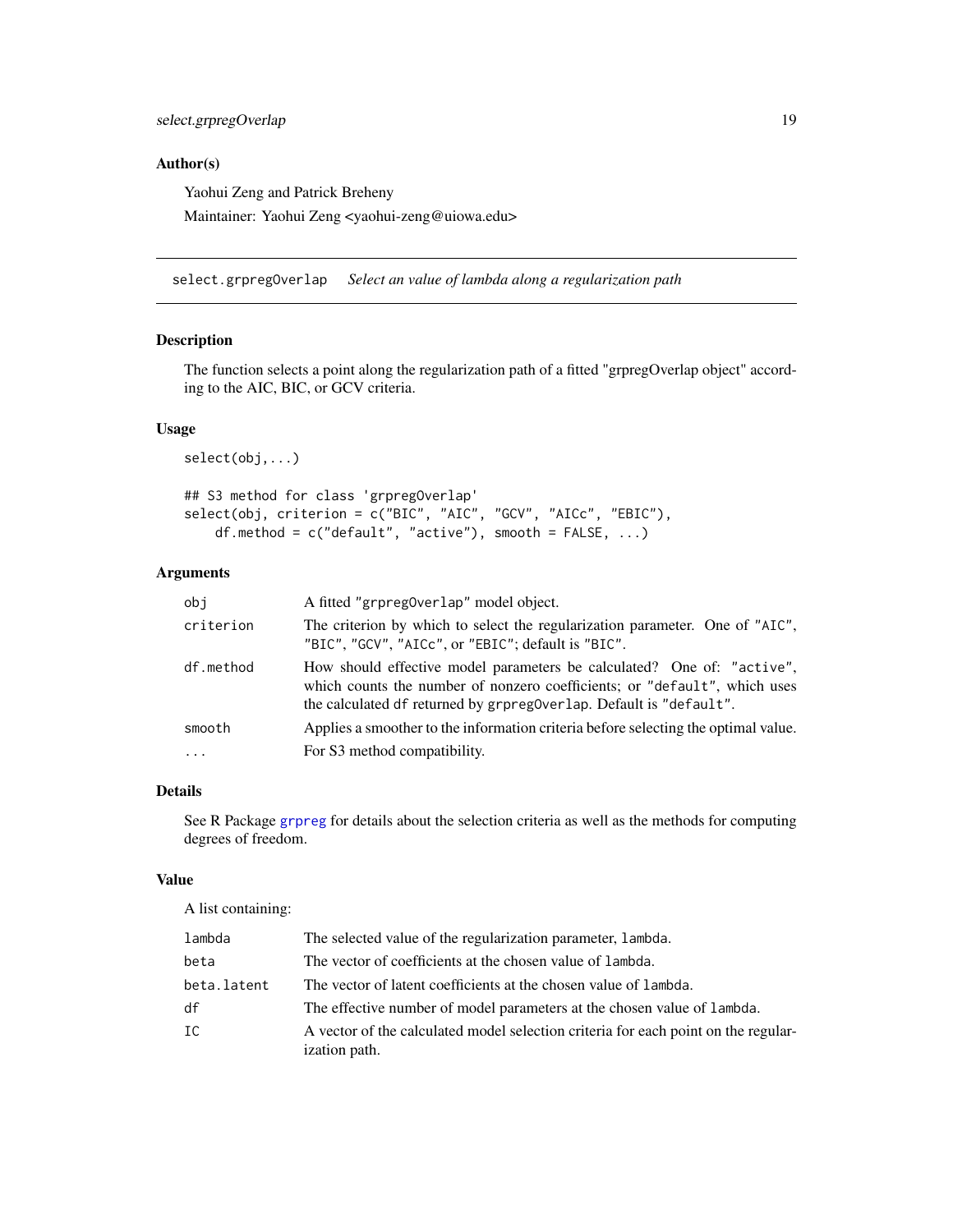## Author(s)

Yaohui Zeng and Patrick Breheny

Maintainer: Yaohui Zeng <yaohui-zeng@uiowa.edu>

---

# select.grpregOverlap *Select an value of lambda along a regularization path*

## Description

The function selects a point along the regularization path of a fitted "grpregOverlap object" according to the AIC, BIC, or GCV criteria.

## Usage

```
select(obj,...)

## S3 method for class 'grpregOverlap'
select(obj, criterion = c("BIC", "AIC", "GCV", "AICc", "EBIC"),
    df.method = c("default", "active"), smooth = FALSE, ...)
```

## Arguments

| | |
|---|---|
| `obj` | A fitted "grpregOverlap" model object. |
| `criterion` | The criterion by which to select the regularization parameter. One of "AIC", "BIC", "GCV", "AICc", or "EBIC"; default is "BIC". |
| `df.method` | How should effective model parameters be calculated? One of: "active", which counts the number of nonzero coefficients; or "default", which uses the calculated df returned by grpregOverlap. Default is "default". |
| `smooth` | Applies a smoother to the information criteria before selecting the optimal value. |
| `...` | For S3 method compatibility. |

## Details

See R Package grpreg for details about the selection criteria as well as the methods for computing degrees of freedom.

## Value

A list containing:

| | |
|---|---|
| `lambda` | The selected value of the regularization parameter, lambda. |
| `beta` | The vector of coefficients at the chosen value of lambda. |
| `beta.latent` | The vector of latent coefficients at the chosen value of lambda. |
| `df` | The effective number of model parameters at the chosen value of lambda. |
| `IC` | A vector of the calculated model selection criteria for each point on the regularization path. |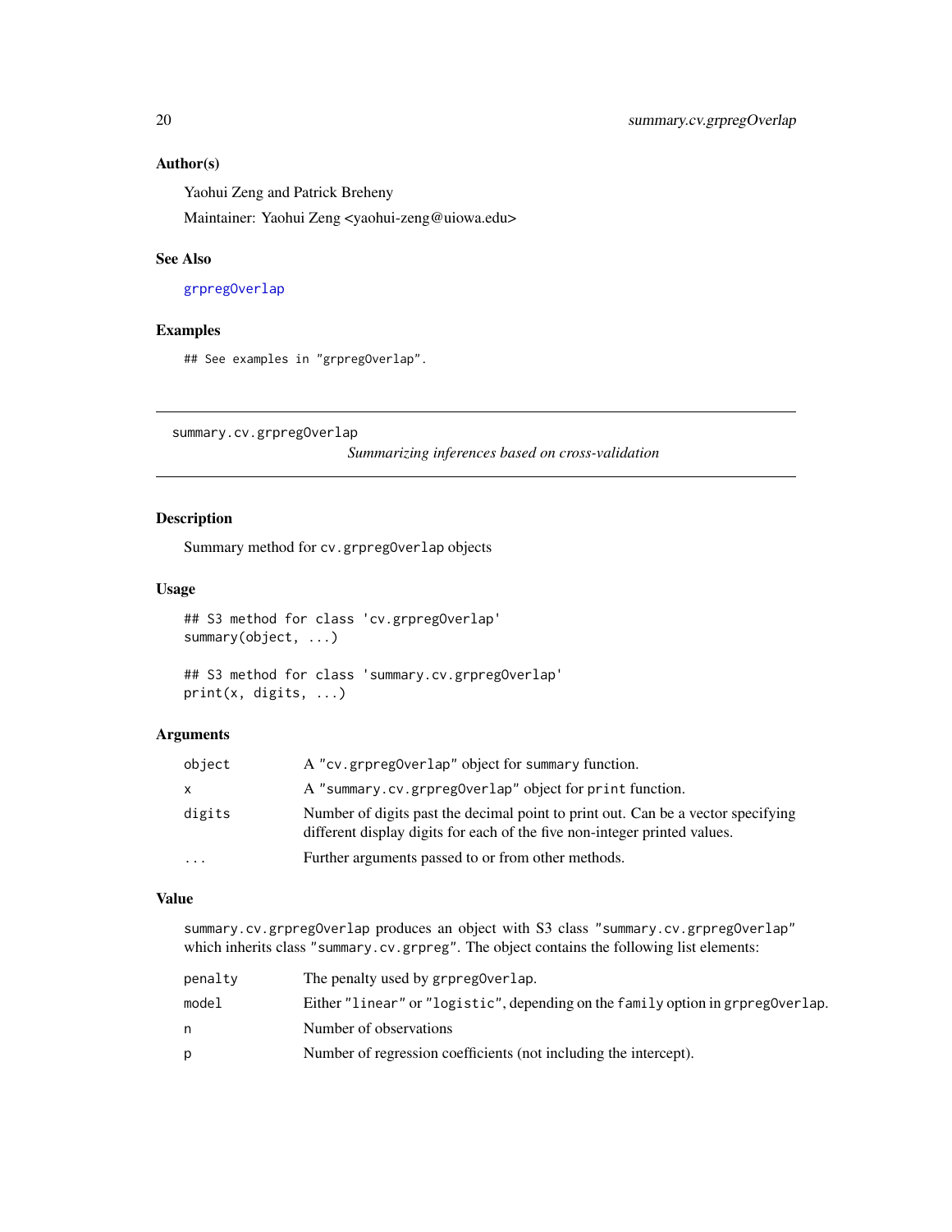### Author(s)

Yaohui Zeng and Patrick Breheny

Maintainer: Yaohui Zeng <yaohui-zeng@uiowa.edu>

### See Also

grpregOverlap

### Examples

```
## See examples in "grpregOverlap".
```

---

## summary.cv.grpregOverlap

*Summarizing inferences based on cross-validation*

---

### Description

Summary method for `cv.grpregOverlap` objects

### Usage

```
## S3 method for class 'cv.grpregOverlap'
summary(object, ...)

## S3 method for class 'summary.cv.grpregOverlap'
print(x, digits, ...)
```

### Arguments

| | |
|---|---|
| `object` | A `"cv.grpregOverlap"` object for `summary` function. |
| `x` | A `"summary.cv.grpregOverlap"` object for `print` function. |
| `digits` | Number of digits past the decimal point to print out. Can be a vector specifying different display digits for each of the five non-integer printed values. |
| `...` | Further arguments passed to or from other methods. |

### Value

`summary.cv.grpregOverlap` produces an object with S3 class `"summary.cv.grpregOverlap"` which inherits class `"summary.cv.grpreg"`. The object contains the following list elements:

| | |
|---|---|
| `penalty` | The penalty used by `grpregOverlap`. |
| `model` | Either `"linear"` or `"logistic"`, depending on the `family` option in `grpregOverlap`. |
| `n` | Number of observations |
| `p` | Number of regression coefficients (not including the intercept). |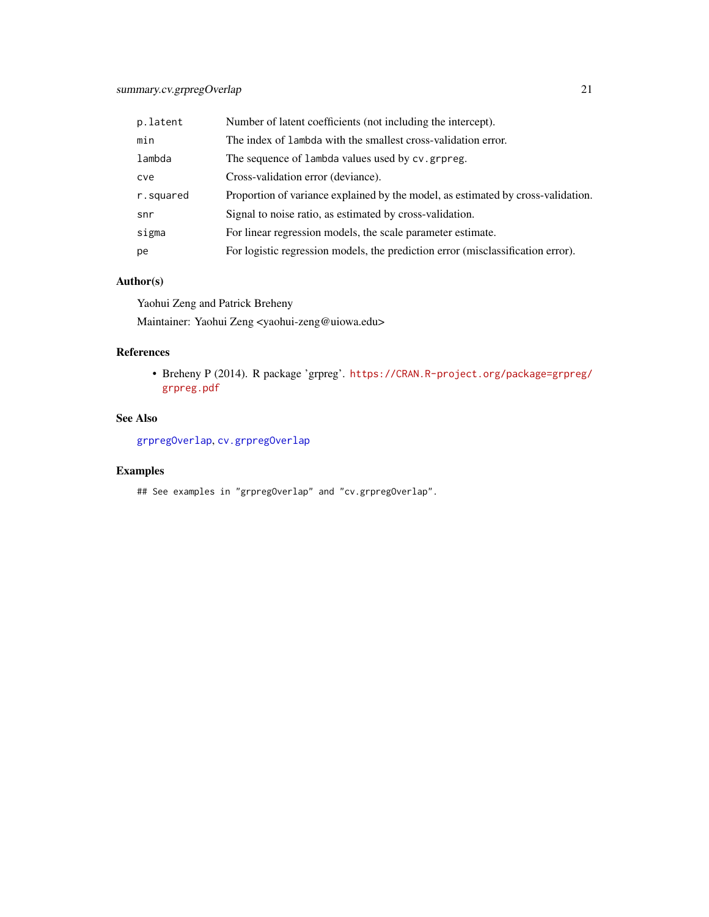| | |
|---|---|
| `p.latent` | Number of latent coefficients (not including the intercept). |
| `min` | The index of `lambda` with the smallest cross-validation error. |
| `lambda` | The sequence of `lambda` values used by `cv.grpreg`. |
| `cve` | Cross-validation error (deviance). |
| `r.squared` | Proportion of variance explained by the model, as estimated by cross-validation. |
| `snr` | Signal to noise ratio, as estimated by cross-validation. |
| `sigma` | For linear regression models, the scale parameter estimate. |
| `pe` | For logistic regression models, the prediction error (misclassification error). |

### Author(s)

Yaohui Zeng and Patrick Breheny

Maintainer: Yaohui Zeng <yaohui-zeng@uiowa.edu>

### References

- Breheny P (2014). R package 'grpreg'. https://CRAN.R-project.org/package=grpreg/grpreg.pdf

### See Also

`grpregOverlap`, `cv.grpregOverlap`

### Examples

```
## See examples in "grpregOverlap" and "cv.grpregOverlap".
```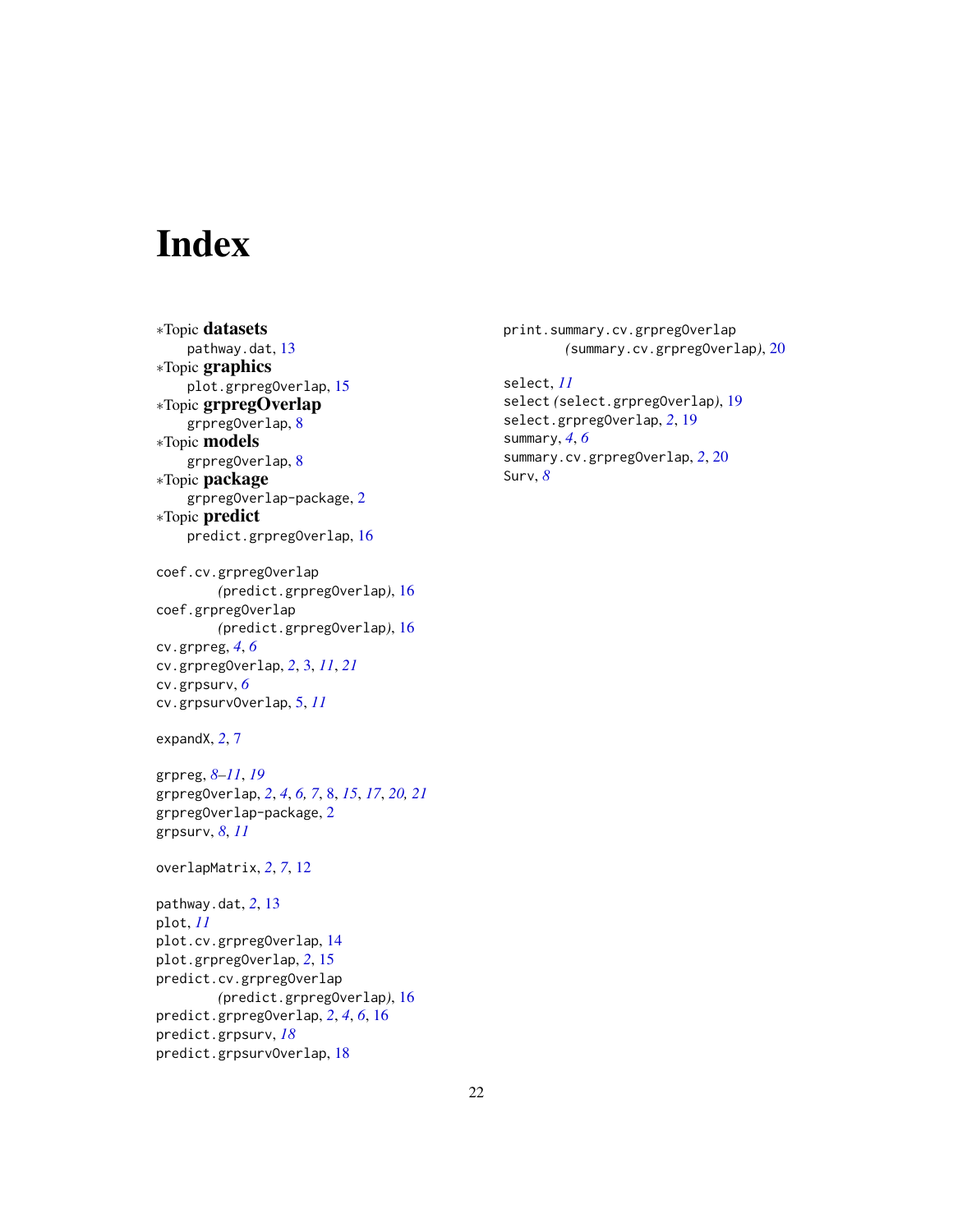# Index

*Topic **datasets**
pathway.dat, 13
*Topic **graphics**
plot.grpregOverlap, 15
*Topic **grpregOverlap**
grpregOverlap, 8
*Topic **models**
grpregOverlap, 8
*Topic **package**
grpregOverlap-package, 2
*Topic **predict**
predict.grpregOverlap, 16

coef.cv.grpregOverlap *(predict.grpregOverlap)*, 16
coef.grpregOverlap *(predict.grpregOverlap)*, 16
cv.grpreg, *4*, *6*
cv.grpregOverlap, *2*, 3, *11*, *21*
cv.grpsurv, *6*
cv.grpsurvOverlap, 5, *11*

expandX, *2*, 7

grpreg, *8–11*, *19*
grpregOverlap, *2*, *4*, *6*, *7*, 8, *15*, *17*, *20*, *21*
grpregOverlap-package, 2
grpsurv, *8*, *11*

overlapMatrix, *2*, *7*, 12

pathway.dat, *2*, 13
plot, *11*
plot.cv.grpregOverlap, 14
plot.grpregOverlap, *2*, 15
predict.cv.grpregOverlap *(predict.grpregOverlap)*, 16
predict.grpregOverlap, *2*, *4*, *6*, 16
predict.grpsurv, *18*
predict.grpsurvOverlap, 18
print.summary.cv.grpregOverlap *(summary.cv.grpregOverlap)*, 20

select, *11*
select *(select.grpregOverlap)*, 19
select.grpregOverlap, *2*, 19
summary, *4*, *6*
summary.cv.grpregOverlap, *2*, 20
Surv, *8*